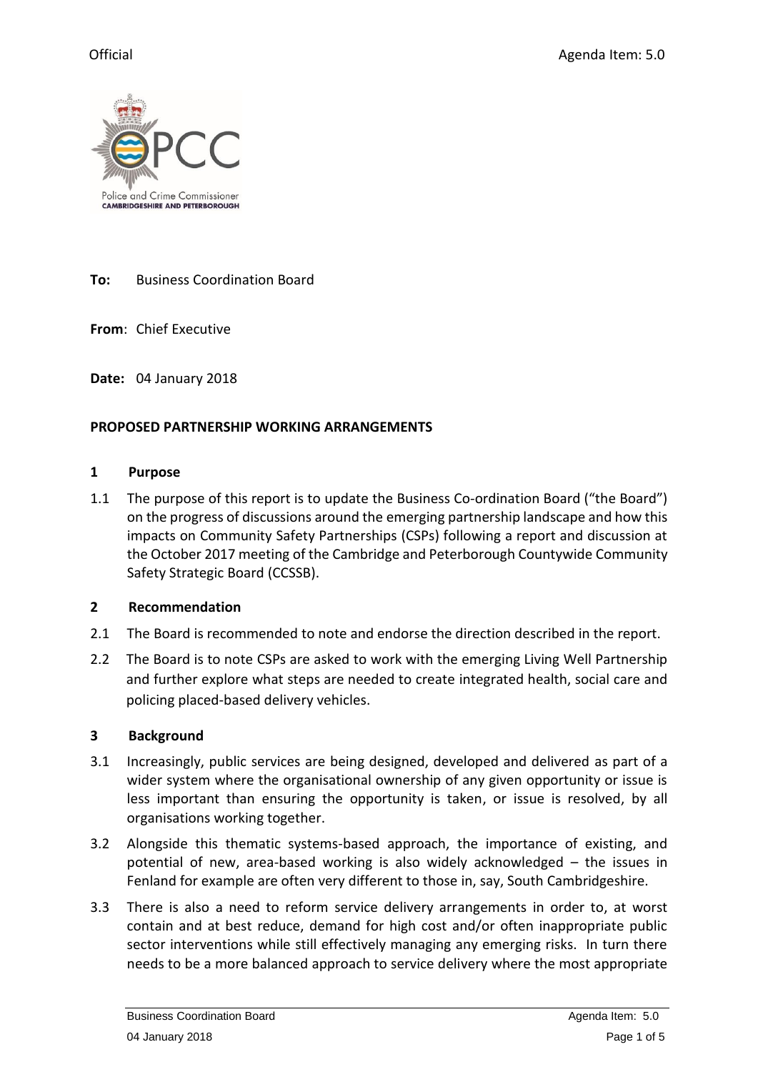Official Agenda Item: 5.0

**To:** Business Coordination Board

**From**: Chief Executive

**Date:** 04 January 2018

**PROPOSED PARTNERSHIP WORKING ARRANGEMENTS**

## 1 Purpose

1.1 The purpose of this report is to update the Business Co-ordination Board ("the Board") on the progress of discussions around the emerging partnership landscape and how this impacts on Community Safety Partnerships (CSPs) following a report and discussion at the October 2017 meeting of the Cambridge and Peterborough Countywide Community Safety Strategic Board (CCSSB).

## 2 Recommendation

2.1 The Board is recommended to note and endorse the direction described in the report.

2.2 The Board is to note CSPs are asked to work with the emerging Living Well Partnership and further explore what steps are needed to create integrated health, social care and policing placed-based delivery vehicles.

## 3 Background

3.1 Increasingly, public services are being designed, developed and delivered as part of a wider system where the organisational ownership of any given opportunity or issue is less important than ensuring the opportunity is taken, or issue is resolved, by all organisations working together.

3.2 Alongside this thematic systems-based approach, the importance of existing, and potential of new, area-based working is also widely acknowledged – the issues in Fenland for example are often very different to those in, say, South Cambridgeshire.

3.3 There is also a need to reform service delivery arrangements in order to, at worst contain and at best reduce, demand for high cost and/or often inappropriate public sector interventions while still effectively managing any emerging risks. In turn there needs to be a more balanced approach to service delivery where the most appropriate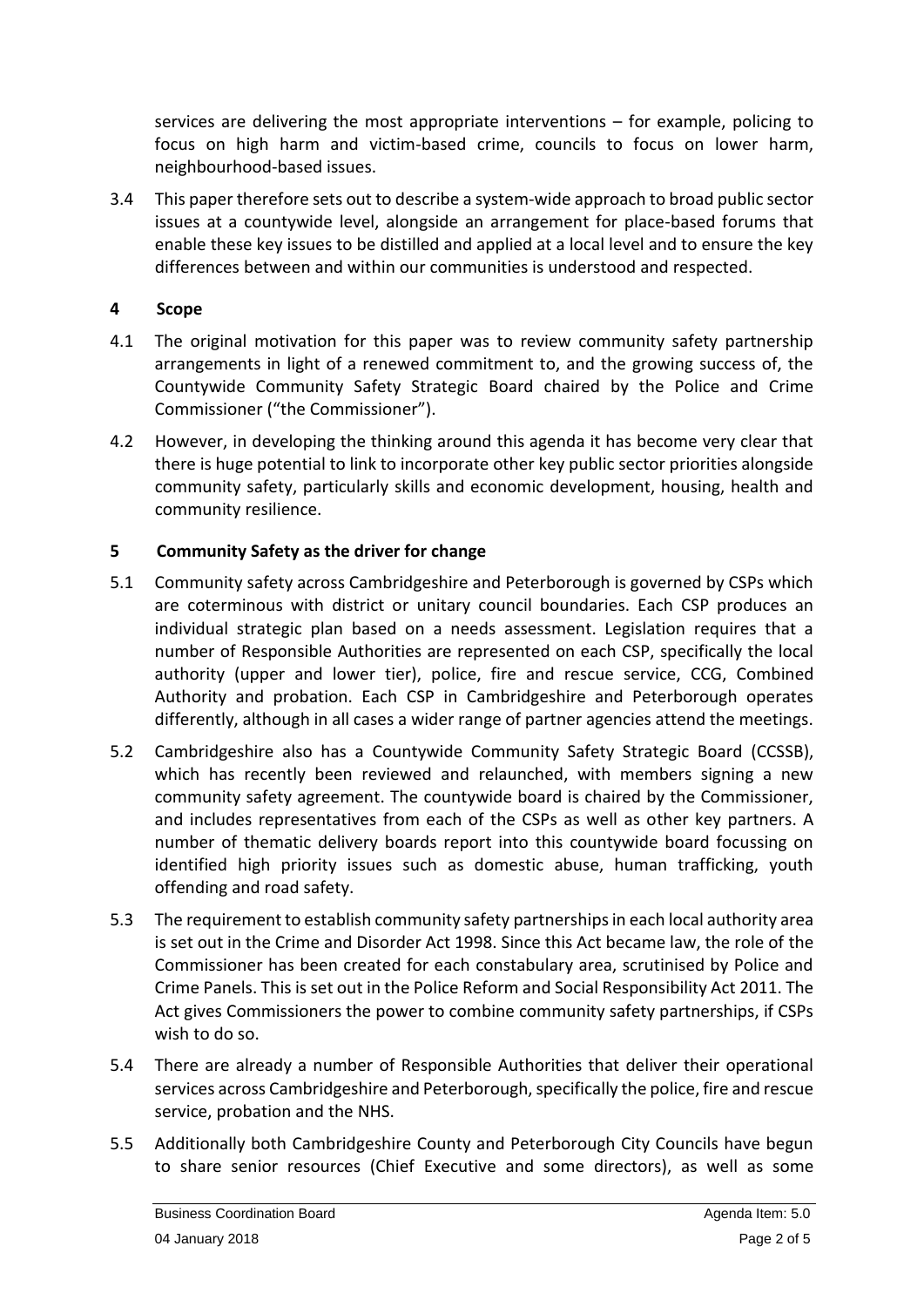services are delivering the most appropriate interventions – for example, policing to focus on high harm and victim-based crime, councils to focus on lower harm, neighbourhood-based issues.

3.4 This paper therefore sets out to describe a system-wide approach to broad public sector issues at a countywide level, alongside an arrangement for place-based forums that enable these key issues to be distilled and applied at a local level and to ensure the key differences between and within our communities is understood and respected.

## 4 Scope

4.1 The original motivation for this paper was to review community safety partnership arrangements in light of a renewed commitment to, and the growing success of, the Countywide Community Safety Strategic Board chaired by the Police and Crime Commissioner ("the Commissioner").

4.2 However, in developing the thinking around this agenda it has become very clear that there is huge potential to link to incorporate other key public sector priorities alongside community safety, particularly skills and economic development, housing, health and community resilience.

## 5 Community Safety as the driver for change

5.1 Community safety across Cambridgeshire and Peterborough is governed by CSPs which are coterminous with district or unitary council boundaries. Each CSP produces an individual strategic plan based on a needs assessment. Legislation requires that a number of Responsible Authorities are represented on each CSP, specifically the local authority (upper and lower tier), police, fire and rescue service, CCG, Combined Authority and probation. Each CSP in Cambridgeshire and Peterborough operates differently, although in all cases a wider range of partner agencies attend the meetings.

5.2 Cambridgeshire also has a Countywide Community Safety Strategic Board (CCSSB), which has recently been reviewed and relaunched, with members signing a new community safety agreement. The countywide board is chaired by the Commissioner, and includes representatives from each of the CSPs as well as other key partners. A number of thematic delivery boards report into this countywide board focussing on identified high priority issues such as domestic abuse, human trafficking, youth offending and road safety.

5.3 The requirement to establish community safety partnerships in each local authority area is set out in the Crime and Disorder Act 1998. Since this Act became law, the role of the Commissioner has been created for each constabulary area, scrutinised by Police and Crime Panels. This is set out in the Police Reform and Social Responsibility Act 2011. The Act gives Commissioners the power to combine community safety partnerships, if CSPs wish to do so.

5.4 There are already a number of Responsible Authorities that deliver their operational services across Cambridgeshire and Peterborough, specifically the police, fire and rescue service, probation and the NHS.

5.5 Additionally both Cambridgeshire County and Peterborough City Councils have begun to share senior resources (Chief Executive and some directors), as well as some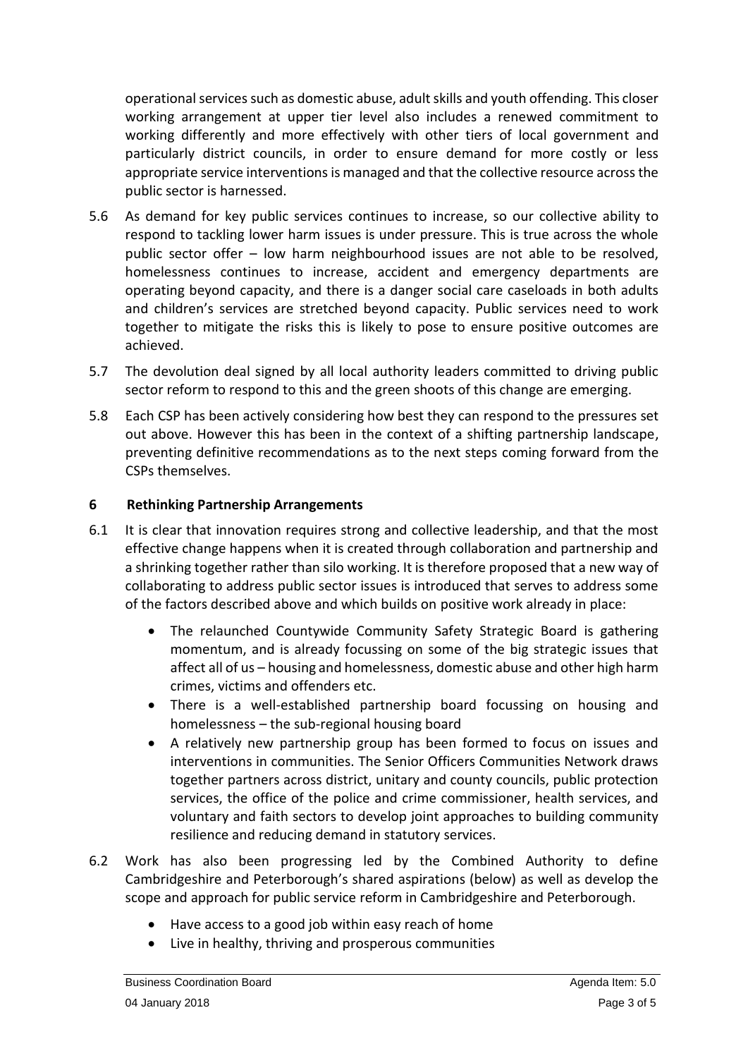operational services such as domestic abuse, adult skills and youth offending. This closer working arrangement at upper tier level also includes a renewed commitment to working differently and more effectively with other tiers of local government and particularly district councils, in order to ensure demand for more costly or less appropriate service interventions is managed and that the collective resource across the public sector is harnessed.

5.6 As demand for key public services continues to increase, so our collective ability to respond to tackling lower harm issues is under pressure. This is true across the whole public sector offer – low harm neighbourhood issues are not able to be resolved, homelessness continues to increase, accident and emergency departments are operating beyond capacity, and there is a danger social care caseloads in both adults and children's services are stretched beyond capacity. Public services need to work together to mitigate the risks this is likely to pose to ensure positive outcomes are achieved.

5.7 The devolution deal signed by all local authority leaders committed to driving public sector reform to respond to this and the green shoots of this change are emerging.

5.8 Each CSP has been actively considering how best they can respond to the pressures set out above. However this has been in the context of a shifting partnership landscape, preventing definitive recommendations as to the next steps coming forward from the CSPs themselves.

## 6 Rethinking Partnership Arrangements

6.1 It is clear that innovation requires strong and collective leadership, and that the most effective change happens when it is created through collaboration and partnership and a shrinking together rather than silo working. It is therefore proposed that a new way of collaborating to address public sector issues is introduced that serves to address some of the factors described above and which builds on positive work already in place:

- The relaunched Countywide Community Safety Strategic Board is gathering momentum, and is already focussing on some of the big strategic issues that affect all of us – housing and homelessness, domestic abuse and other high harm crimes, victims and offenders etc.
- There is a well-established partnership board focussing on housing and homelessness – the sub-regional housing board
- A relatively new partnership group has been formed to focus on issues and interventions in communities. The Senior Officers Communities Network draws together partners across district, unitary and county councils, public protection services, the office of the police and crime commissioner, health services, and voluntary and faith sectors to develop joint approaches to building community resilience and reducing demand in statutory services.

6.2 Work has also been progressing led by the Combined Authority to define Cambridgeshire and Peterborough's shared aspirations (below) as well as develop the scope and approach for public service reform in Cambridgeshire and Peterborough.

- Have access to a good job within easy reach of home
- Live in healthy, thriving and prosperous communities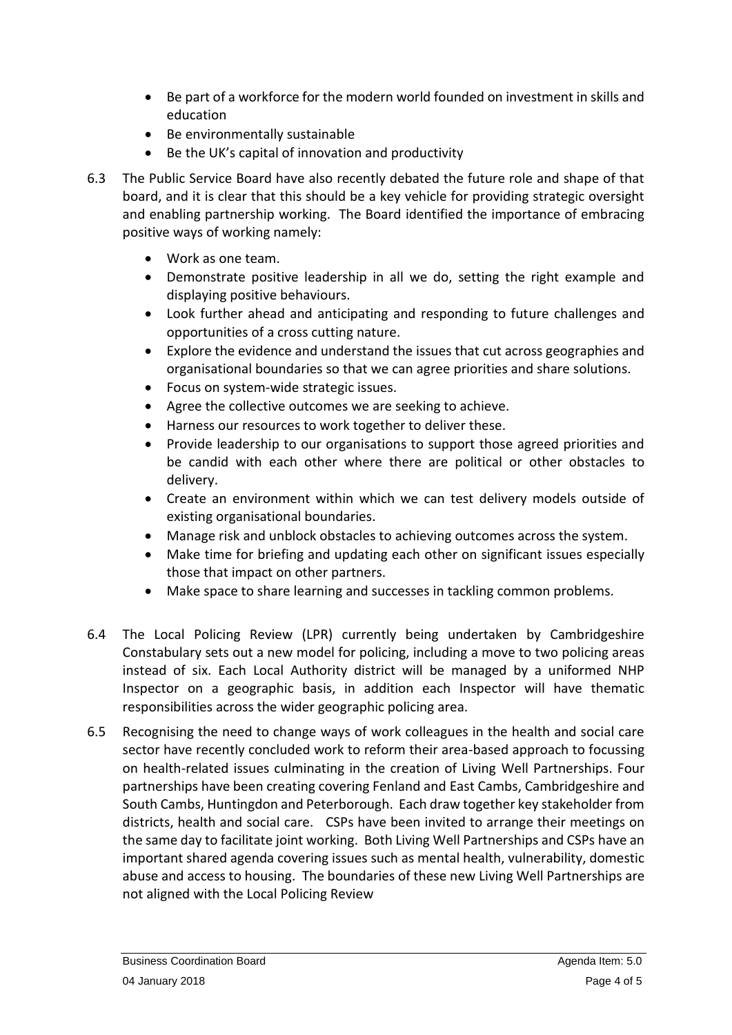- Be part of a workforce for the modern world founded on investment in skills and education
- Be environmentally sustainable
- Be the UK's capital of innovation and productivity

6.3 The Public Service Board have also recently debated the future role and shape of that board, and it is clear that this should be a key vehicle for providing strategic oversight and enabling partnership working. The Board identified the importance of embracing positive ways of working namely:

- Work as one team.
- Demonstrate positive leadership in all we do, setting the right example and displaying positive behaviours.
- Look further ahead and anticipating and responding to future challenges and opportunities of a cross cutting nature.
- Explore the evidence and understand the issues that cut across geographies and organisational boundaries so that we can agree priorities and share solutions.
- Focus on system-wide strategic issues.
- Agree the collective outcomes we are seeking to achieve.
- Harness our resources to work together to deliver these.
- Provide leadership to our organisations to support those agreed priorities and be candid with each other where there are political or other obstacles to delivery.
- Create an environment within which we can test delivery models outside of existing organisational boundaries.
- Manage risk and unblock obstacles to achieving outcomes across the system.
- Make time for briefing and updating each other on significant issues especially those that impact on other partners.
- Make space to share learning and successes in tackling common problems.

6.4 The Local Policing Review (LPR) currently being undertaken by Cambridgeshire Constabulary sets out a new model for policing, including a move to two policing areas instead of six. Each Local Authority district will be managed by a uniformed NHP Inspector on a geographic basis, in addition each Inspector will have thematic responsibilities across the wider geographic policing area.

6.5 Recognising the need to change ways of work colleagues in the health and social care sector have recently concluded work to reform their area-based approach to focussing on health-related issues culminating in the creation of Living Well Partnerships. Four partnerships have been creating covering Fenland and East Cambs, Cambridgeshire and South Cambs, Huntingdon and Peterborough. Each draw together key stakeholder from districts, health and social care. CSPs have been invited to arrange their meetings on the same day to facilitate joint working. Both Living Well Partnerships and CSPs have an important shared agenda covering issues such as mental health, vulnerability, domestic abuse and access to housing. The boundaries of these new Living Well Partnerships are not aligned with the Local Policing Review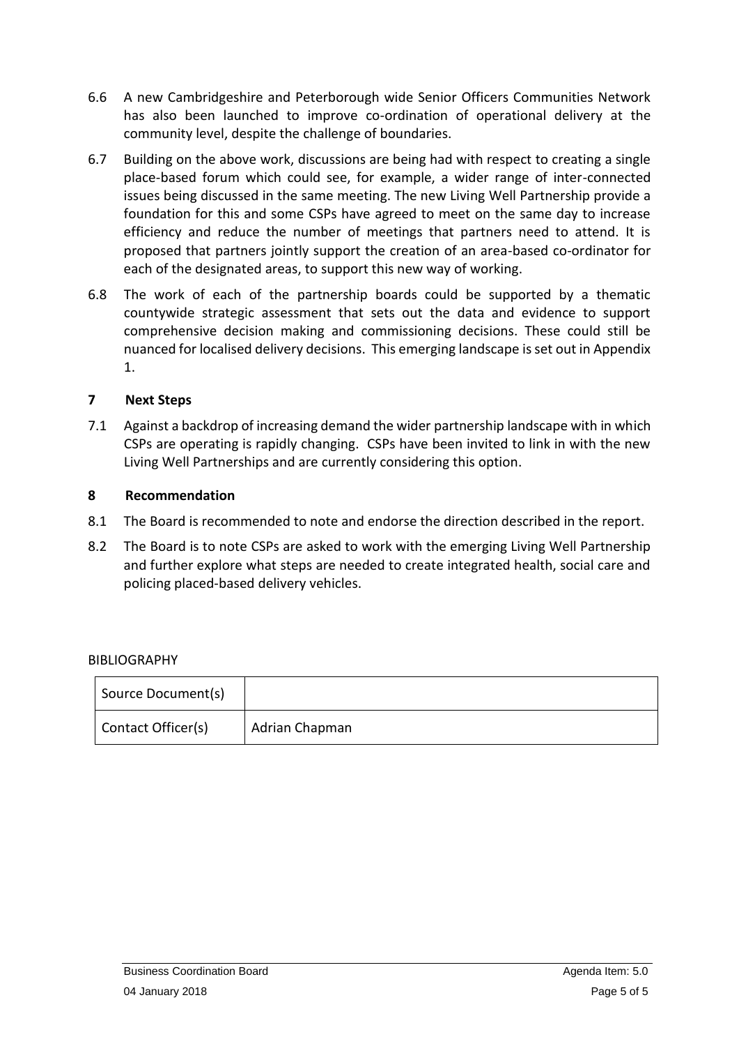6.6 A new Cambridgeshire and Peterborough wide Senior Officers Communities Network has also been launched to improve co-ordination of operational delivery at the community level, despite the challenge of boundaries.

6.7 Building on the above work, discussions are being had with respect to creating a single place-based forum which could see, for example, a wider range of inter-connected issues being discussed in the same meeting. The new Living Well Partnership provide a foundation for this and some CSPs have agreed to meet on the same day to increase efficiency and reduce the number of meetings that partners need to attend. It is proposed that partners jointly support the creation of an area-based co-ordinator for each of the designated areas, to support this new way of working.

6.8 The work of each of the partnership boards could be supported by a thematic countywide strategic assessment that sets out the data and evidence to support comprehensive decision making and commissioning decisions. These could still be nuanced for localised delivery decisions. This emerging landscape is set out in Appendix 1.

## 7 Next Steps

7.1 Against a backdrop of increasing demand the wider partnership landscape with in which CSPs are operating is rapidly changing. CSPs have been invited to link in with the new Living Well Partnerships and are currently considering this option.

## 8 Recommendation

8.1 The Board is recommended to note and endorse the direction described in the report.

8.2 The Board is to note CSPs are asked to work with the emerging Living Well Partnership and further explore what steps are needed to create integrated health, social care and policing placed-based delivery vehicles.

BIBLIOGRAPHY

| | |
|---|---|
| Source Document(s) | |
| Contact Officer(s) | Adrian Chapman |